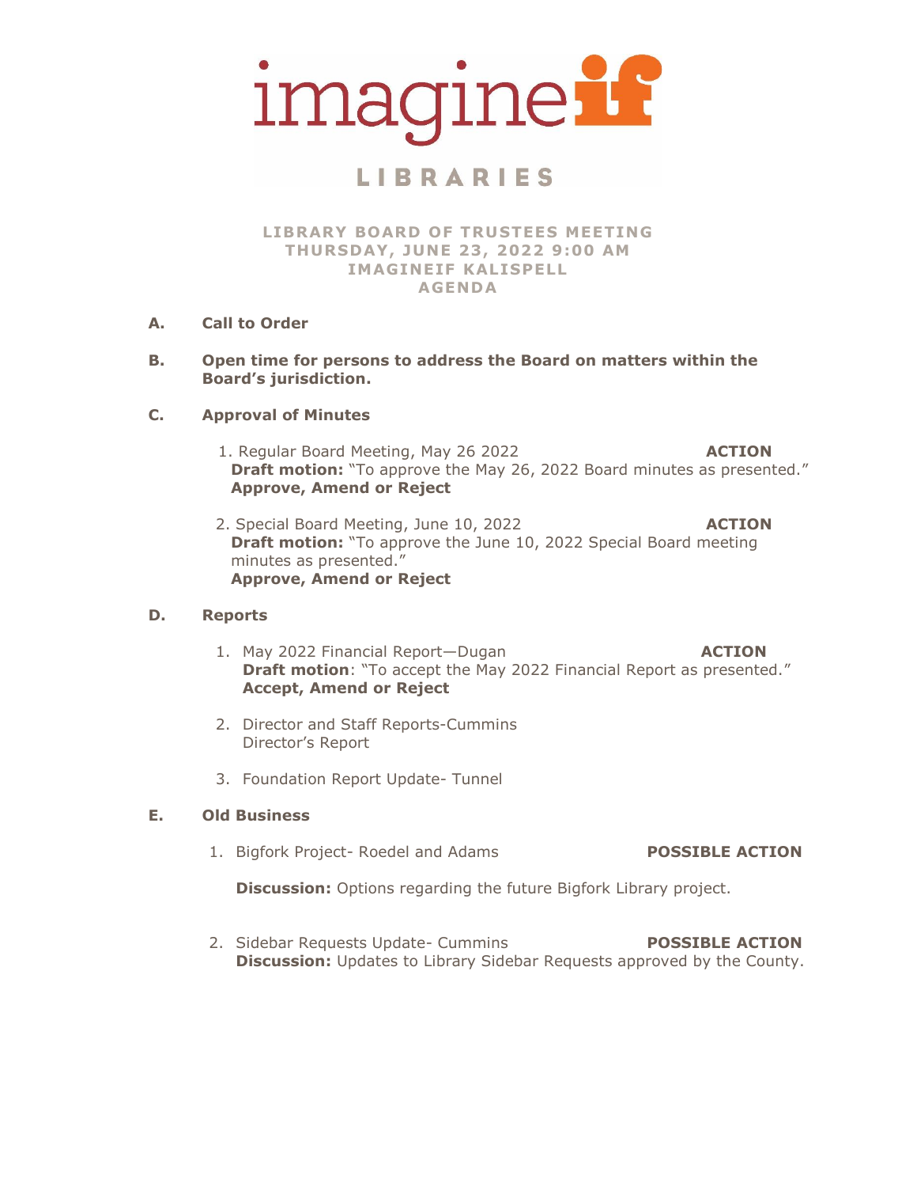# imagineif LIBRARIES

**LIBRARY BOARD OF TRUSTEES MEETING**
**THURSDAY, JUNE 23, 2022 9:00 AM**
**IMAGINEIF KALISPELL**
**AGENDA**

**A. Call to Order**

**B. Open time for persons to address the Board on matters within the Board's jurisdiction.**

**C. Approval of Minutes**

1. Regular Board Meeting, May 26 2022 **ACTION**
   **Draft motion:** "To approve the May 26, 2022 Board minutes as presented."
   **Approve, Amend or Reject**

2. Special Board Meeting, June 10, 2022 **ACTION**
   **Draft motion:** "To approve the June 10, 2022 Special Board meeting minutes as presented."
   **Approve, Amend or Reject**

**D. Reports**

1. May 2022 Financial Report—Dugan **ACTION**
   **Draft motion**: "To accept the May 2022 Financial Report as presented."
   **Accept, Amend or Reject**

2. Director and Staff Reports-Cummins
   Director's Report

3. Foundation Report Update- Tunnel

**E. Old Business**

1. Bigfork Project- Roedel and Adams **POSSIBLE ACTION**

   **Discussion:** Options regarding the future Bigfork Library project.

2. Sidebar Requests Update- Cummins **POSSIBLE ACTION**
   **Discussion:** Updates to Library Sidebar Requests approved by the County.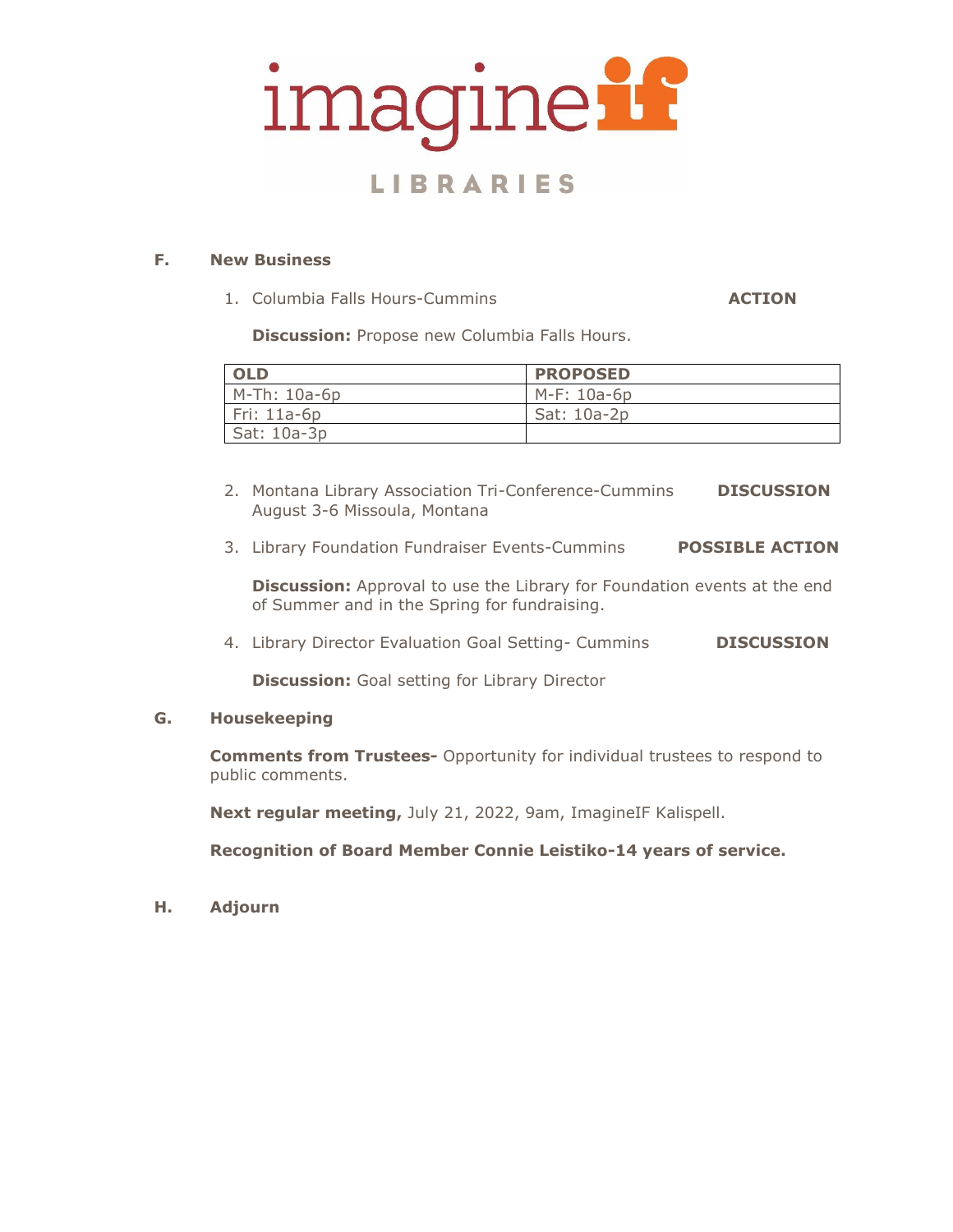imagine**if**

LIBRARIES

## F. New Business

1. Columbia Falls Hours-Cummins **ACTION**

   **Discussion:** Propose new Columbia Falls Hours.

| OLD | PROPOSED |
|---|---|
| M-Th: 10a-6p | M-F: 10a-6p |
| Fri: 11a-6p | Sat: 10a-2p |
| Sat: 10a-3p | |

2. Montana Library Association Tri-Conference-Cummins **DISCUSSION**
   August 3-6 Missoula, Montana

3. Library Foundation Fundraiser Events-Cummins **POSSIBLE ACTION**

   **Discussion:** Approval to use the Library for Foundation events at the end of Summer and in the Spring for fundraising.

4. Library Director Evaluation Goal Setting- Cummins **DISCUSSION**

   **Discussion:** Goal setting for Library Director

## G. Housekeeping

**Comments from Trustees-** Opportunity for individual trustees to respond to public comments.

**Next regular meeting,** July 21, 2022, 9am, ImagineIF Kalispell.

**Recognition of Board Member Connie Leistiko-14 years of service.**

## H. Adjourn